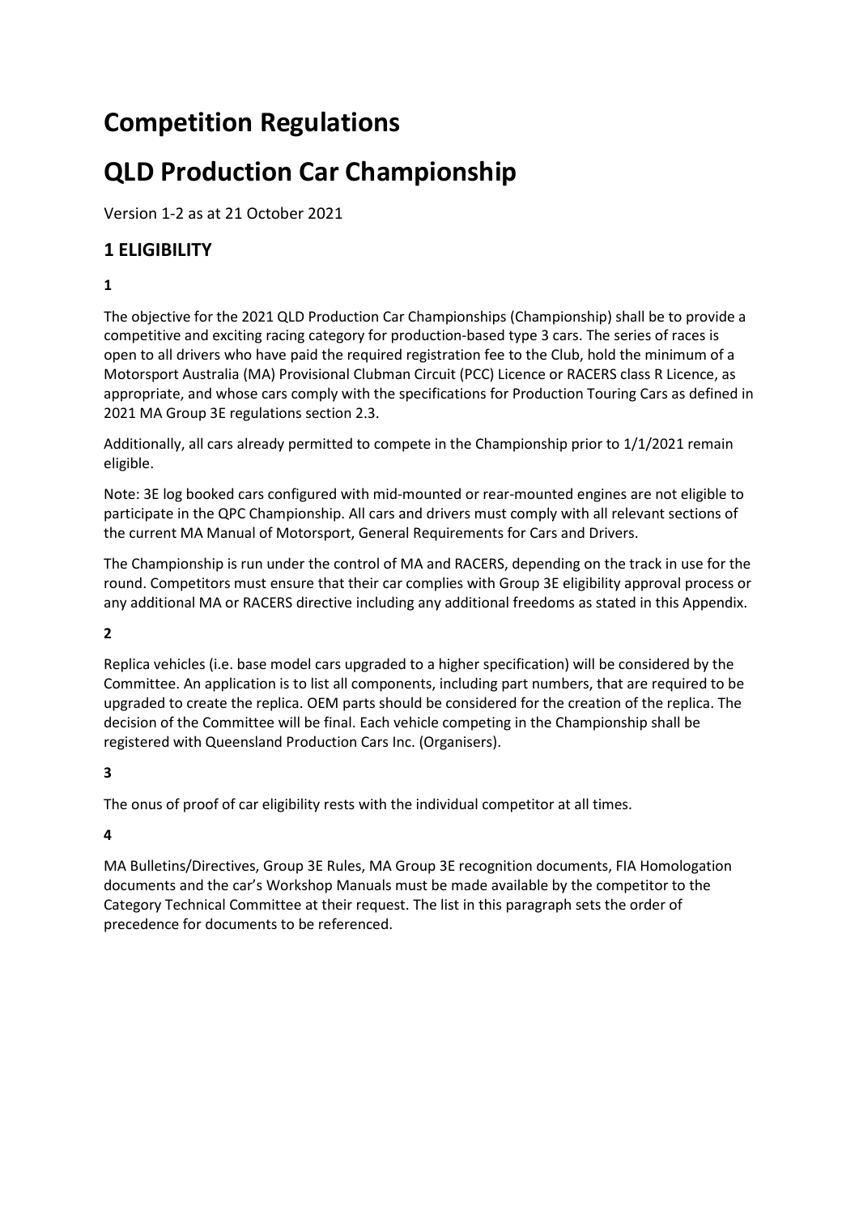# Competition Regulations

# QLD Production Car Championship

Version 1-2 as at 21 October 2021

## 1 ELIGIBILITY

**1**

The objective for the 2021 QLD Production Car Championships (Championship) shall be to provide a competitive and exciting racing category for production-based type 3 cars. The series of races is open to all drivers who have paid the required registration fee to the Club, hold the minimum of a Motorsport Australia (MA) Provisional Clubman Circuit (PCC) Licence or RACERS class R Licence, as appropriate, and whose cars comply with the specifications for Production Touring Cars as defined in 2021 MA Group 3E regulations section 2.3.

Additionally, all cars already permitted to compete in the Championship prior to 1/1/2021 remain eligible.

Note: 3E log booked cars configured with mid-mounted or rear-mounted engines are not eligible to participate in the QPC Championship. All cars and drivers must comply with all relevant sections of the current MA Manual of Motorsport, General Requirements for Cars and Drivers.

The Championship is run under the control of MA and RACERS, depending on the track in use for the round. Competitors must ensure that their car complies with Group 3E eligibility approval process or any additional MA or RACERS directive including any additional freedoms as stated in this Appendix.

**2**

Replica vehicles (i.e. base model cars upgraded to a higher specification) will be considered by the Committee. An application is to list all components, including part numbers, that are required to be upgraded to create the replica. OEM parts should be considered for the creation of the replica. The decision of the Committee will be final. Each vehicle competing in the Championship shall be registered with Queensland Production Cars Inc. (Organisers).

**3**

The onus of proof of car eligibility rests with the individual competitor at all times.

**4**

MA Bulletins/Directives, Group 3E Rules, MA Group 3E recognition documents, FIA Homologation documents and the car's Workshop Manuals must be made available by the competitor to the Category Technical Committee at their request. The list in this paragraph sets the order of precedence for documents to be referenced.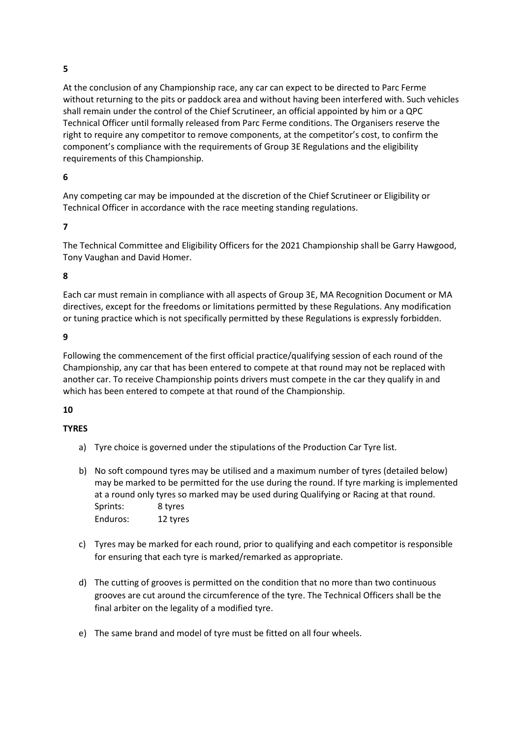**5**

At the conclusion of any Championship race, any car can expect to be directed to Parc Ferme without returning to the pits or paddock area and without having been interfered with. Such vehicles shall remain under the control of the Chief Scrutineer, an official appointed by him or a QPC Technical Officer until formally released from Parc Ferme conditions. The Organisers reserve the right to require any competitor to remove components, at the competitor's cost, to confirm the component's compliance with the requirements of Group 3E Regulations and the eligibility requirements of this Championship.

**6**

Any competing car may be impounded at the discretion of the Chief Scrutineer or Eligibility or Technical Officer in accordance with the race meeting standing regulations.

**7**

The Technical Committee and Eligibility Officers for the 2021 Championship shall be Garry Hawgood, Tony Vaughan and David Homer.

**8**

Each car must remain in compliance with all aspects of Group 3E, MA Recognition Document or MA directives, except for the freedoms or limitations permitted by these Regulations. Any modification or tuning practice which is not specifically permitted by these Regulations is expressly forbidden.

**9**

Following the commencement of the first official practice/qualifying session of each round of the Championship, any car that has been entered to compete at that round may not be replaced with another car. To receive Championship points drivers must compete in the car they qualify in and which has been entered to compete at that round of the Championship.

**10**

**TYRES**

a) Tyre choice is governed under the stipulations of the Production Car Tyre list.

b) No soft compound tyres may be utilised and a maximum number of tyres (detailed below) may be marked to be permitted for the use during the round. If tyre marking is implemented at a round only tyres so marked may be used during Qualifying or Racing at that round.
   Sprints: 8 tyres
   Enduros: 12 tyres

c) Tyres may be marked for each round, prior to qualifying and each competitor is responsible for ensuring that each tyre is marked/remarked as appropriate.

d) The cutting of grooves is permitted on the condition that no more than two continuous grooves are cut around the circumference of the tyre. The Technical Officers shall be the final arbiter on the legality of a modified tyre.

e) The same brand and model of tyre must be fitted on all four wheels.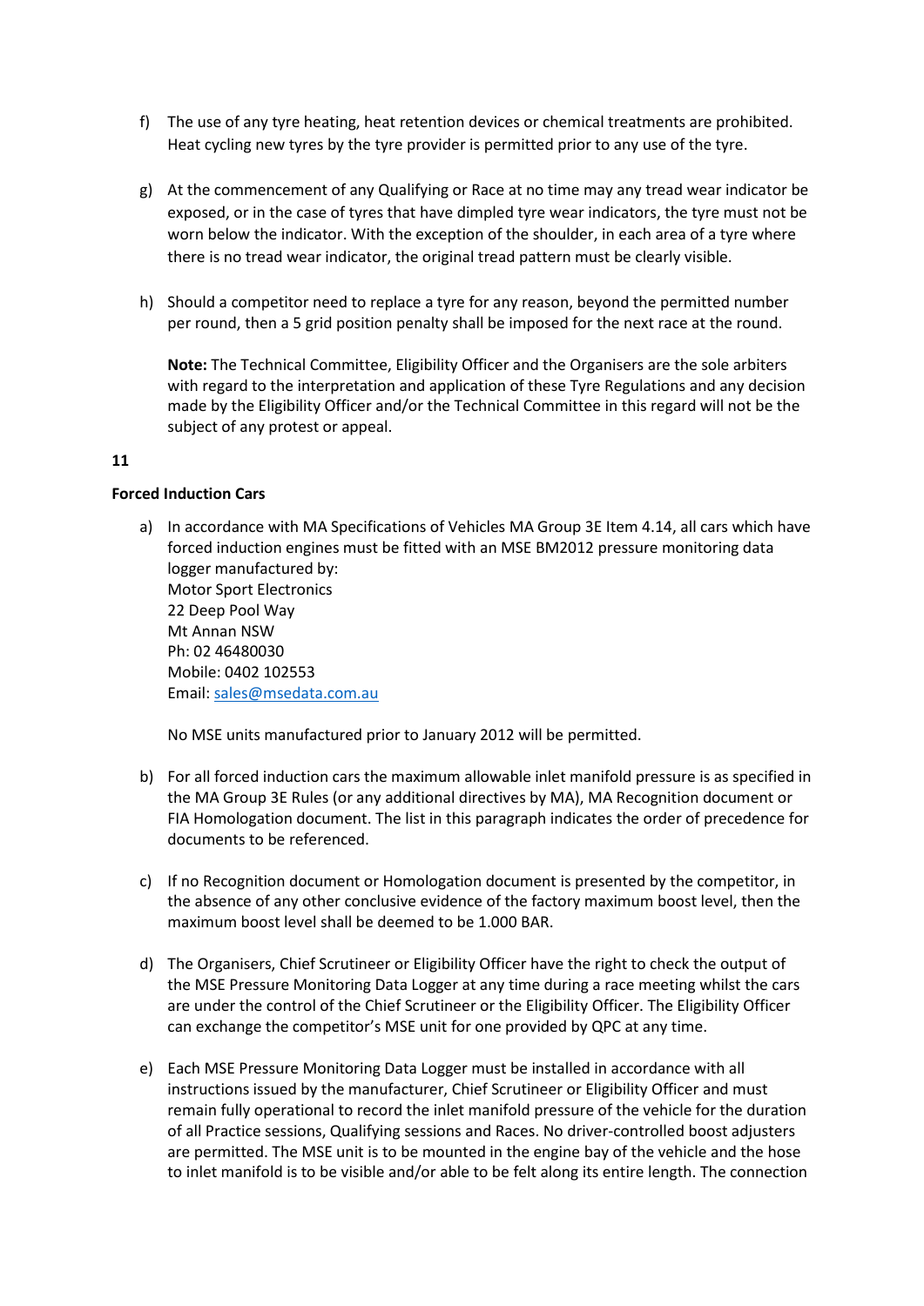f) The use of any tyre heating, heat retention devices or chemical treatments are prohibited. Heat cycling new tyres by the tyre provider is permitted prior to any use of the tyre.

g) At the commencement of any Qualifying or Race at no time may any tread wear indicator be exposed, or in the case of tyres that have dimpled tyre wear indicators, the tyre must not be worn below the indicator. With the exception of the shoulder, in each area of a tyre where there is no tread wear indicator, the original tread pattern must be clearly visible.

h) Should a competitor need to replace a tyre for any reason, beyond the permitted number per round, then a 5 grid position penalty shall be imposed for the next race at the round.

   **Note:** The Technical Committee, Eligibility Officer and the Organisers are the sole arbiters with regard to the interpretation and application of these Tyre Regulations and any decision made by the Eligibility Officer and/or the Technical Committee in this regard will not be the subject of any protest or appeal.

**11**

**Forced Induction Cars**

a) In accordance with MA Specifications of Vehicles MA Group 3E Item 4.14, all cars which have forced induction engines must be fitted with an MSE BM2012 pressure monitoring data logger manufactured by:
   Motor Sport Electronics
   22 Deep Pool Way
   Mt Annan NSW
   Ph: 02 46480030
   Mobile: 0402 102553
   Email: sales@msedata.com.au

   No MSE units manufactured prior to January 2012 will be permitted.

b) For all forced induction cars the maximum allowable inlet manifold pressure is as specified in the MA Group 3E Rules (or any additional directives by MA), MA Recognition document or FIA Homologation document. The list in this paragraph indicates the order of precedence for documents to be referenced.

c) If no Recognition document or Homologation document is presented by the competitor, in the absence of any other conclusive evidence of the factory maximum boost level, then the maximum boost level shall be deemed to be 1.000 BAR.

d) The Organisers, Chief Scrutineer or Eligibility Officer have the right to check the output of the MSE Pressure Monitoring Data Logger at any time during a race meeting whilst the cars are under the control of the Chief Scrutineer or the Eligibility Officer. The Eligibility Officer can exchange the competitor's MSE unit for one provided by QPC at any time.

e) Each MSE Pressure Monitoring Data Logger must be installed in accordance with all instructions issued by the manufacturer, Chief Scrutineer or Eligibility Officer and must remain fully operational to record the inlet manifold pressure of the vehicle for the duration of all Practice sessions, Qualifying sessions and Races. No driver-controlled boost adjusters are permitted. The MSE unit is to be mounted in the engine bay of the vehicle and the hose to inlet manifold is to be visible and/or able to be felt along its entire length. The connection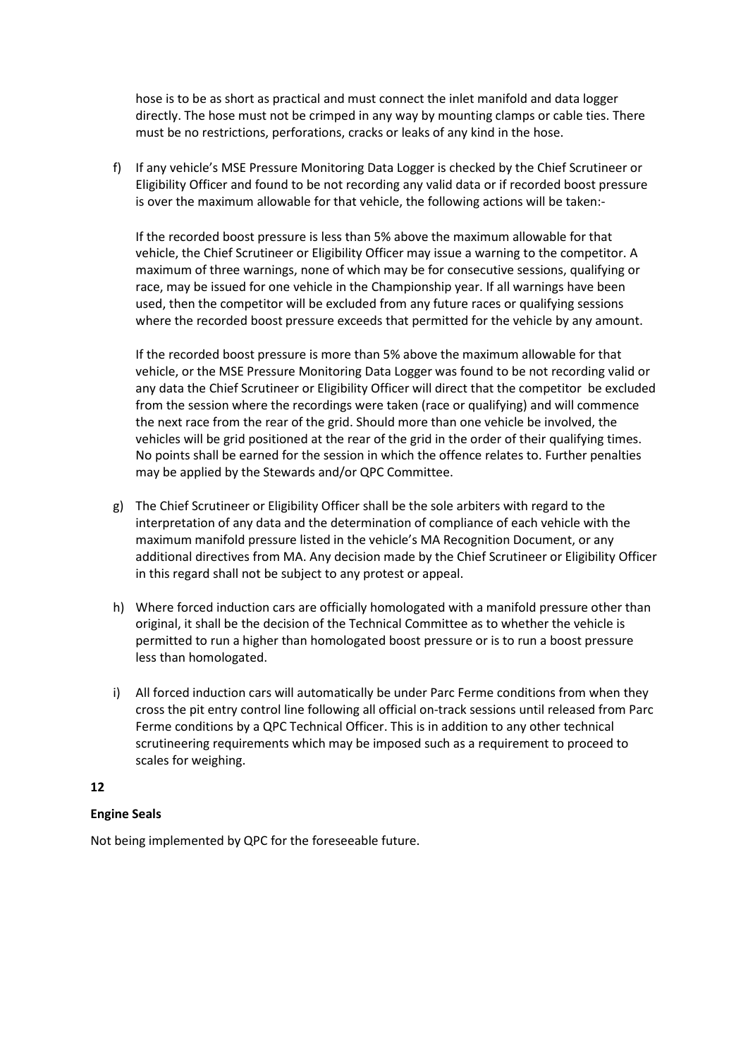hose is to be as short as practical and must connect the inlet manifold and data logger directly. The hose must not be crimped in any way by mounting clamps or cable ties. There must be no restrictions, perforations, cracks or leaks of any kind in the hose.

f) If any vehicle's MSE Pressure Monitoring Data Logger is checked by the Chief Scrutineer or Eligibility Officer and found to be not recording any valid data or if recorded boost pressure is over the maximum allowable for that vehicle, the following actions will be taken:-

   If the recorded boost pressure is less than 5% above the maximum allowable for that vehicle, the Chief Scrutineer or Eligibility Officer may issue a warning to the competitor. A maximum of three warnings, none of which may be for consecutive sessions, qualifying or race, may be issued for one vehicle in the Championship year. If all warnings have been used, then the competitor will be excluded from any future races or qualifying sessions where the recorded boost pressure exceeds that permitted for the vehicle by any amount.

   If the recorded boost pressure is more than 5% above the maximum allowable for that vehicle, or the MSE Pressure Monitoring Data Logger was found to be not recording valid or any data the Chief Scrutineer or Eligibility Officer will direct that the competitor be excluded from the session where the recordings were taken (race or qualifying) and will commence the next race from the rear of the grid. Should more than one vehicle be involved, the vehicles will be grid positioned at the rear of the grid in the order of their qualifying times. No points shall be earned for the session in which the offence relates to. Further penalties may be applied by the Stewards and/or QPC Committee.

g) The Chief Scrutineer or Eligibility Officer shall be the sole arbiters with regard to the interpretation of any data and the determination of compliance of each vehicle with the maximum manifold pressure listed in the vehicle's MA Recognition Document, or any additional directives from MA. Any decision made by the Chief Scrutineer or Eligibility Officer in this regard shall not be subject to any protest or appeal.

h) Where forced induction cars are officially homologated with a manifold pressure other than original, it shall be the decision of the Technical Committee as to whether the vehicle is permitted to run a higher than homologated boost pressure or is to run a boost pressure less than homologated.

i) All forced induction cars will automatically be under Parc Ferme conditions from when they cross the pit entry control line following all official on-track sessions until released from Parc Ferme conditions by a QPC Technical Officer. This is in addition to any other technical scrutineering requirements which may be imposed such as a requirement to proceed to scales for weighing.

**12**

**Engine Seals**

Not being implemented by QPC for the foreseeable future.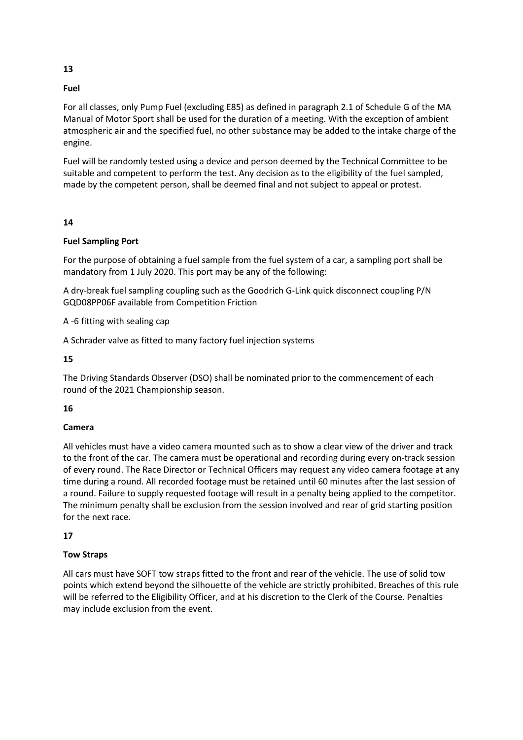**13**

**Fuel**

For all classes, only Pump Fuel (excluding E85) as defined in paragraph 2.1 of Schedule G of the MA Manual of Motor Sport shall be used for the duration of a meeting. With the exception of ambient atmospheric air and the specified fuel, no other substance may be added to the intake charge of the engine.

Fuel will be randomly tested using a device and person deemed by the Technical Committee to be suitable and competent to perform the test. Any decision as to the eligibility of the fuel sampled, made by the competent person, shall be deemed final and not subject to appeal or protest.

**14**

**Fuel Sampling Port**

For the purpose of obtaining a fuel sample from the fuel system of a car, a sampling port shall be mandatory from 1 July 2020. This port may be any of the following:

A dry-break fuel sampling coupling such as the Goodrich G-Link quick disconnect coupling P/N GQD08PP06F available from Competition Friction

A -6 fitting with sealing cap

A Schrader valve as fitted to many factory fuel injection systems

**15**

The Driving Standards Observer (DSO) shall be nominated prior to the commencement of each round of the 2021 Championship season.

**16**

**Camera**

All vehicles must have a video camera mounted such as to show a clear view of the driver and track to the front of the car. The camera must be operational and recording during every on-track session of every round. The Race Director or Technical Officers may request any video camera footage at any time during a round. All recorded footage must be retained until 60 minutes after the last session of a round. Failure to supply requested footage will result in a penalty being applied to the competitor. The minimum penalty shall be exclusion from the session involved and rear of grid starting position for the next race.

**17**

**Tow Straps**

All cars must have SOFT tow straps fitted to the front and rear of the vehicle. The use of solid tow points which extend beyond the silhouette of the vehicle are strictly prohibited. Breaches of this rule will be referred to the Eligibility Officer, and at his discretion to the Clerk of the Course. Penalties may include exclusion from the event.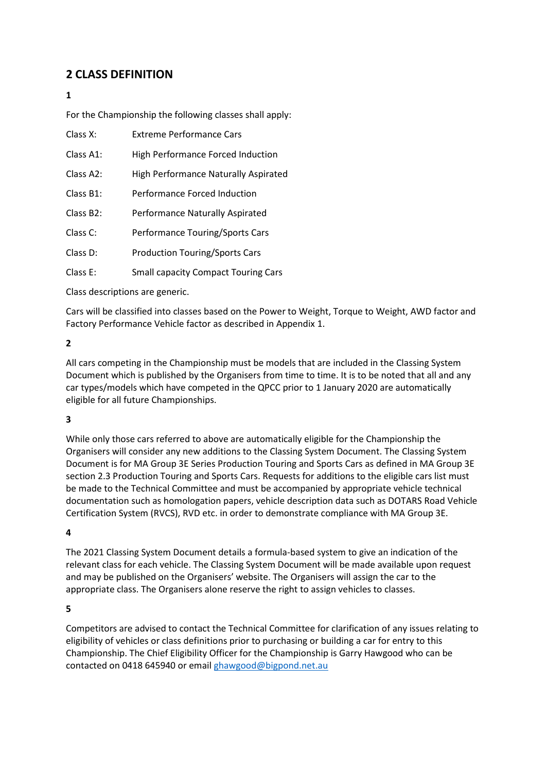## 2 CLASS DEFINITION

**1**

For the Championship the following classes shall apply:

| | |
|---|---|
| Class X: | Extreme Performance Cars |
| Class A1: | High Performance Forced Induction |
| Class A2: | High Performance Naturally Aspirated |
| Class B1: | Performance Forced Induction |
| Class B2: | Performance Naturally Aspirated |
| Class C: | Performance Touring/Sports Cars |
| Class D: | Production Touring/Sports Cars |
| Class E: | Small capacity Compact Touring Cars |

Class descriptions are generic.

Cars will be classified into classes based on the Power to Weight, Torque to Weight, AWD factor and Factory Performance Vehicle factor as described in Appendix 1.

**2**

All cars competing in the Championship must be models that are included in the Classing System Document which is published by the Organisers from time to time. It is to be noted that all and any car types/models which have competed in the QPCC prior to 1 January 2020 are automatically eligible for all future Championships.

**3**

While only those cars referred to above are automatically eligible for the Championship the Organisers will consider any new additions to the Classing System Document. The Classing System Document is for MA Group 3E Series Production Touring and Sports Cars as defined in MA Group 3E section 2.3 Production Touring and Sports Cars. Requests for additions to the eligible cars list must be made to the Technical Committee and must be accompanied by appropriate vehicle technical documentation such as homologation papers, vehicle description data such as DOTARS Road Vehicle Certification System (RVCS), RVD etc. in order to demonstrate compliance with MA Group 3E.

**4**

The 2021 Classing System Document details a formula-based system to give an indication of the relevant class for each vehicle. The Classing System Document will be made available upon request and may be published on the Organisers' website. The Organisers will assign the car to the appropriate class. The Organisers alone reserve the right to assign vehicles to classes.

**5**

Competitors are advised to contact the Technical Committee for clarification of any issues relating to eligibility of vehicles or class definitions prior to purchasing or building a car for entry to this Championship. The Chief Eligibility Officer for the Championship is Garry Hawgood who can be contacted on 0418 645940 or email ghawgood@bigpond.net.au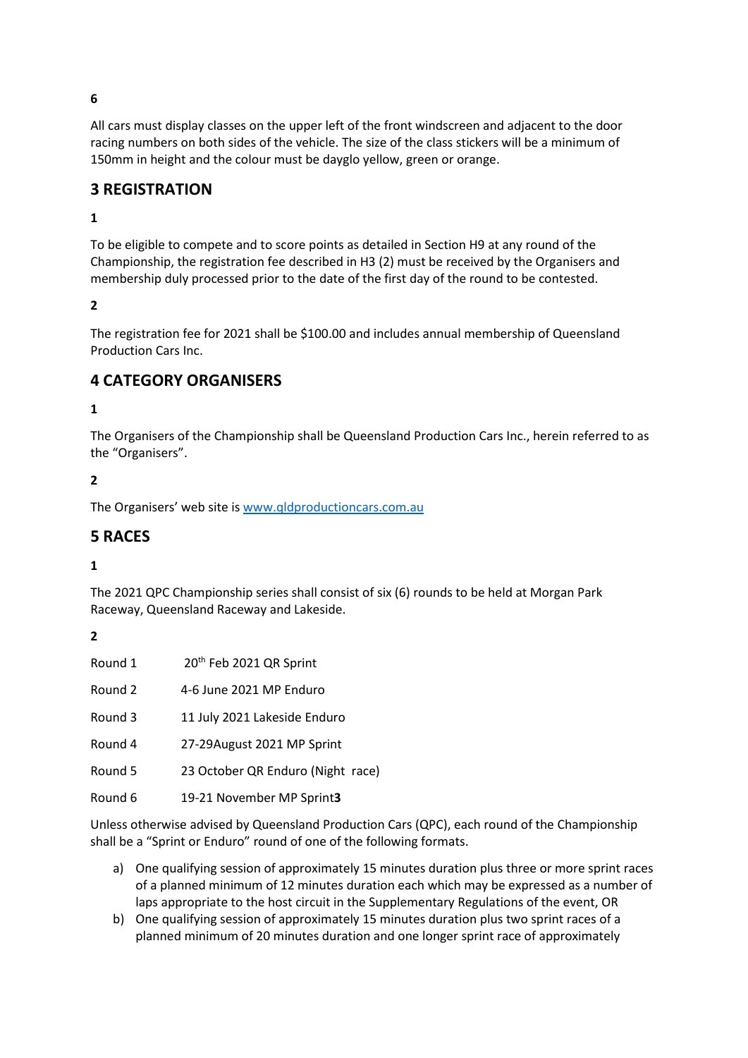**6**

All cars must display classes on the upper left of the front windscreen and adjacent to the door racing numbers on both sides of the vehicle. The size of the class stickers will be a minimum of 150mm in height and the colour must be dayglo yellow, green or orange.

## 3 REGISTRATION

**1**

To be eligible to compete and to score points as detailed in Section H9 at any round of the Championship, the registration fee described in H3 (2) must be received by the Organisers and membership duly processed prior to the date of the first day of the round to be contested.

**2**

The registration fee for 2021 shall be $100.00 and includes annual membership of Queensland Production Cars Inc.

## 4 CATEGORY ORGANISERS

**1**

The Organisers of the Championship shall be Queensland Production Cars Inc., herein referred to as the "Organisers".

**2**

The Organisers' web site is [www.qldproductioncars.com.au](http://www.qldproductioncars.com.au)

## 5 RACES

**1**

The 2021 QPC Championship series shall consist of six (6) rounds to be held at Morgan Park Raceway, Queensland Raceway and Lakeside.

**2**

| | |
|---|---|
| Round 1 | 20th Feb 2021 QR Sprint |
| Round 2 | 4-6 June 2021 MP Enduro |
| Round 3 | 11 July 2021 Lakeside Enduro |
| Round 4 | 27-29August 2021 MP Sprint |
| Round 5 | 23 October QR Enduro (Night race) |
| Round 6 | 19-21 November MP Sprint**3** |

Unless otherwise advised by Queensland Production Cars (QPC), each round of the Championship shall be a "Sprint or Enduro" round of one of the following formats.

a) One qualifying session of approximately 15 minutes duration plus three or more sprint races of a planned minimum of 12 minutes duration each which may be expressed as a number of laps appropriate to the host circuit in the Supplementary Regulations of the event, OR
b) One qualifying session of approximately 15 minutes duration plus two sprint races of a planned minimum of 20 minutes duration and one longer sprint race of approximately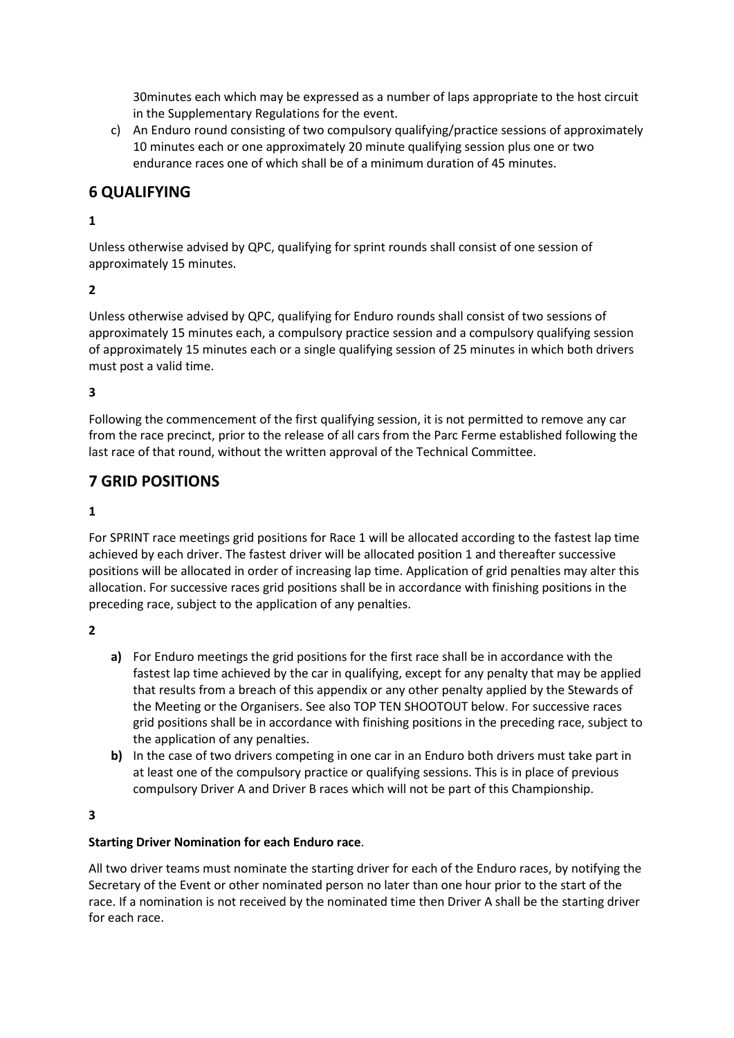30minutes each which may be expressed as a number of laps appropriate to the host circuit in the Supplementary Regulations for the event.

c) An Enduro round consisting of two compulsory qualifying/practice sessions of approximately 10 minutes each or one approximately 20 minute qualifying session plus one or two endurance races one of which shall be of a minimum duration of 45 minutes.

## 6 QUALIFYING

**1**

Unless otherwise advised by QPC, qualifying for sprint rounds shall consist of one session of approximately 15 minutes.

**2**

Unless otherwise advised by QPC, qualifying for Enduro rounds shall consist of two sessions of approximately 15 minutes each, a compulsory practice session and a compulsory qualifying session of approximately 15 minutes each or a single qualifying session of 25 minutes in which both drivers must post a valid time.

**3**

Following the commencement of the first qualifying session, it is not permitted to remove any car from the race precinct, prior to the release of all cars from the Parc Ferme established following the last race of that round, without the written approval of the Technical Committee.

## 7 GRID POSITIONS

**1**

For SPRINT race meetings grid positions for Race 1 will be allocated according to the fastest lap time achieved by each driver. The fastest driver will be allocated position 1 and thereafter successive positions will be allocated in order of increasing lap time. Application of grid penalties may alter this allocation. For successive races grid positions shall be in accordance with finishing positions in the preceding race, subject to the application of any penalties.

**2**

**a)** For Enduro meetings the grid positions for the first race shall be in accordance with the fastest lap time achieved by the car in qualifying, except for any penalty that may be applied that results from a breach of this appendix or any other penalty applied by the Stewards of the Meeting or the Organisers. See also TOP TEN SHOOTOUT below. For successive races grid positions shall be in accordance with finishing positions in the preceding race, subject to the application of any penalties.

**b)** In the case of two drivers competing in one car in an Enduro both drivers must take part in at least one of the compulsory practice or qualifying sessions. This is in place of previous compulsory Driver A and Driver B races which will not be part of this Championship.

**3**

**Starting Driver Nomination for each Enduro race**.

All two driver teams must nominate the starting driver for each of the Enduro races, by notifying the Secretary of the Event or other nominated person no later than one hour prior to the start of the race. If a nomination is not received by the nominated time then Driver A shall be the starting driver for each race.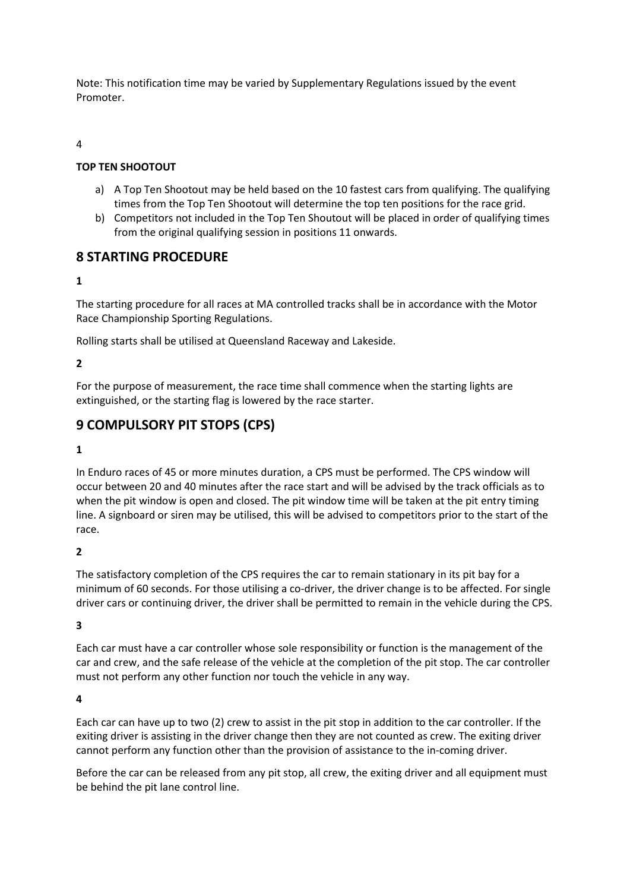Note: This notification time may be varied by Supplementary Regulations issued by the event Promoter.

4

**TOP TEN SHOOTOUT**

a) A Top Ten Shootout may be held based on the 10 fastest cars from qualifying. The qualifying times from the Top Ten Shootout will determine the top ten positions for the race grid.
b) Competitors not included in the Top Ten Shoutout will be placed in order of qualifying times from the original qualifying session in positions 11 onwards.

## 8 STARTING PROCEDURE

**1**

The starting procedure for all races at MA controlled tracks shall be in accordance with the Motor Race Championship Sporting Regulations.

Rolling starts shall be utilised at Queensland Raceway and Lakeside.

**2**

For the purpose of measurement, the race time shall commence when the starting lights are extinguished, or the starting flag is lowered by the race starter.

## 9 COMPULSORY PIT STOPS (CPS)

**1**

In Enduro races of 45 or more minutes duration, a CPS must be performed. The CPS window will occur between 20 and 40 minutes after the race start and will be advised by the track officials as to when the pit window is open and closed. The pit window time will be taken at the pit entry timing line. A signboard or siren may be utilised, this will be advised to competitors prior to the start of the race.

**2**

The satisfactory completion of the CPS requires the car to remain stationary in its pit bay for a minimum of 60 seconds. For those utilising a co-driver, the driver change is to be affected. For single driver cars or continuing driver, the driver shall be permitted to remain in the vehicle during the CPS.

**3**

Each car must have a car controller whose sole responsibility or function is the management of the car and crew, and the safe release of the vehicle at the completion of the pit stop. The car controller must not perform any other function nor touch the vehicle in any way.

**4**

Each car can have up to two (2) crew to assist in the pit stop in addition to the car controller. If the exiting driver is assisting in the driver change then they are not counted as crew. The exiting driver cannot perform any function other than the provision of assistance to the in-coming driver.

Before the car can be released from any pit stop, all crew, the exiting driver and all equipment must be behind the pit lane control line.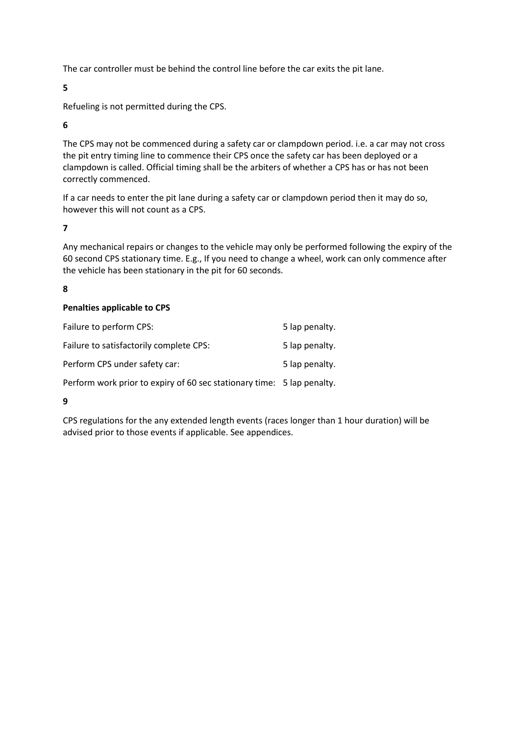The car controller must be behind the control line before the car exits the pit lane.

**5**

Refueling is not permitted during the CPS.

**6**

The CPS may not be commenced during a safety car or clampdown period. i.e. a car may not cross the pit entry timing line to commence their CPS once the safety car has been deployed or a clampdown is called. Official timing shall be the arbiters of whether a CPS has or has not been correctly commenced.

If a car needs to enter the pit lane during a safety car or clampdown period then it may do so, however this will not count as a CPS.

**7**

Any mechanical repairs or changes to the vehicle may only be performed following the expiry of the 60 second CPS stationary time. E.g., If you need to change a wheel, work can only commence after the vehicle has been stationary in the pit for 60 seconds.

**8**

**Penalties applicable to CPS**

| | |
|---|---|
| Failure to perform CPS: | 5 lap penalty. |
| Failure to satisfactorily complete CPS: | 5 lap penalty. |
| Perform CPS under safety car: | 5 lap penalty. |
| Perform work prior to expiry of 60 sec stationary time: | 5 lap penalty. |

**9**

CPS regulations for the any extended length events (races longer than 1 hour duration) will be advised prior to those events if applicable. See appendices.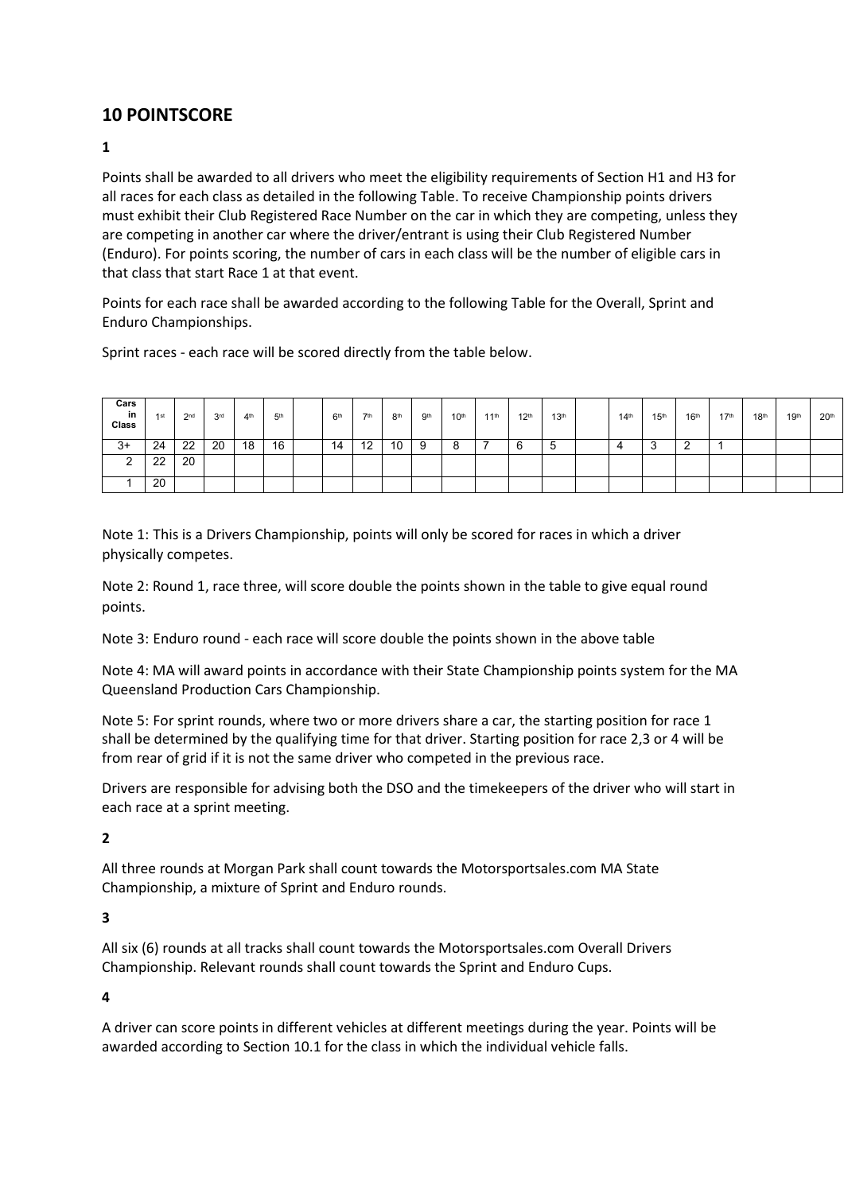## 10 POINTSCORE

**1**

Points shall be awarded to all drivers who meet the eligibility requirements of Section H1 and H3 for all races for each class as detailed in the following Table. To receive Championship points drivers must exhibit their Club Registered Race Number on the car in which they are competing, unless they are competing in another car where the driver/entrant is using their Club Registered Number (Enduro). For points scoring, the number of cars in each class will be the number of eligible cars in that class that start Race 1 at that event.

Points for each race shall be awarded according to the following Table for the Overall, Sprint and Enduro Championships.

Sprint races - each race will be scored directly from the table below.

| Cars in Class | 1st | 2nd | 3rd | 4th | 5th | | 6th | 7th | 8th | 9th | 10th | 11th | 12th | 13th | | 14th | 15th | 16th | 17th | 18th | 19th | 20th |
|---|---|---|---|---|---|---|---|---|---|---|---|---|---|---|---|---|---|---|---|---|---|---|
| 3+ | 24 | 22 | 20 | 18 | 16 | | 14 | 12 | 10 | 9 | 8 | 7 | 6 | 5 | | 4 | 3 | 2 | 1 | | | |
| 2 | 22 | 20 | | | | | | | | | | | | | | | | | | | | |
| 1 | 20 | | | | | | | | | | | | | | | | | | | | | |

Note 1: This is a Drivers Championship, points will only be scored for races in which a driver physically competes.

Note 2: Round 1, race three, will score double the points shown in the table to give equal round points.

Note 3: Enduro round - each race will score double the points shown in the above table

Note 4: MA will award points in accordance with their State Championship points system for the MA Queensland Production Cars Championship.

Note 5: For sprint rounds, where two or more drivers share a car, the starting position for race 1 shall be determined by the qualifying time for that driver. Starting position for race 2,3 or 4 will be from rear of grid if it is not the same driver who competed in the previous race.

Drivers are responsible for advising both the DSO and the timekeepers of the driver who will start in each race at a sprint meeting.

**2**

All three rounds at Morgan Park shall count towards the Motorsportsales.com MA State Championship, a mixture of Sprint and Enduro rounds.

**3**

All six (6) rounds at all tracks shall count towards the Motorsportsales.com Overall Drivers Championship. Relevant rounds shall count towards the Sprint and Enduro Cups.

**4**

A driver can score points in different vehicles at different meetings during the year. Points will be awarded according to Section 10.1 for the class in which the individual vehicle falls.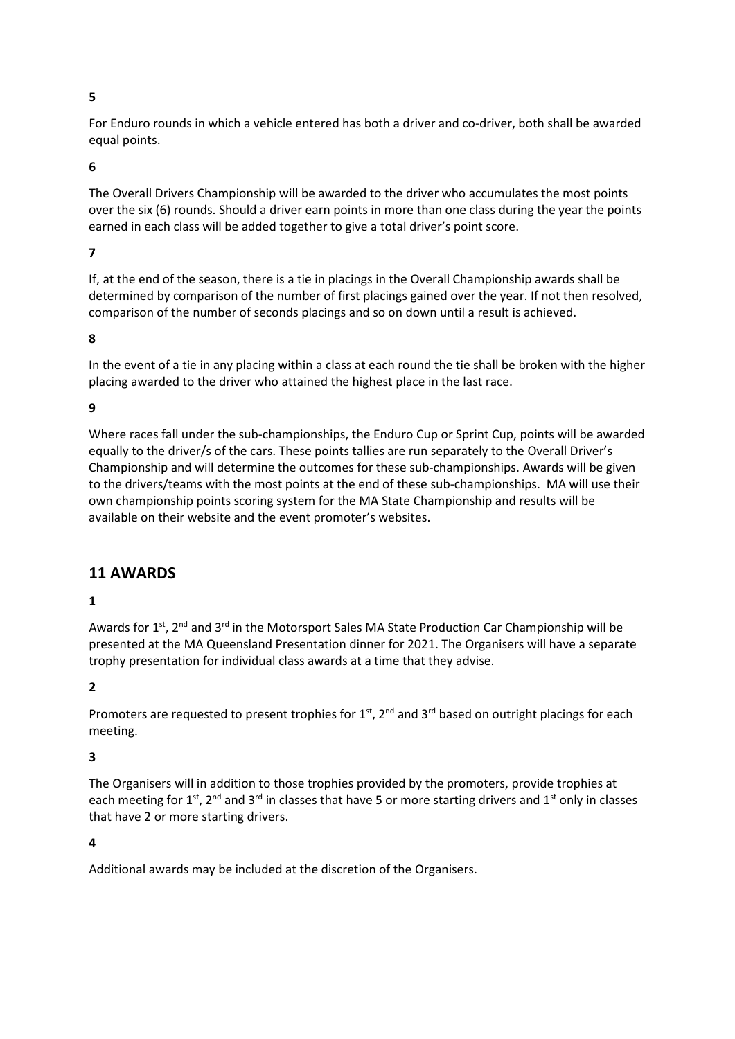**5**

For Enduro rounds in which a vehicle entered has both a driver and co-driver, both shall be awarded equal points.

**6**

The Overall Drivers Championship will be awarded to the driver who accumulates the most points over the six (6) rounds. Should a driver earn points in more than one class during the year the points earned in each class will be added together to give a total driver's point score.

**7**

If, at the end of the season, there is a tie in placings in the Overall Championship awards shall be determined by comparison of the number of first placings gained over the year. If not then resolved, comparison of the number of seconds placings and so on down until a result is achieved.

**8**

In the event of a tie in any placing within a class at each round the tie shall be broken with the higher placing awarded to the driver who attained the highest place in the last race.

**9**

Where races fall under the sub-championships, the Enduro Cup or Sprint Cup, points will be awarded equally to the driver/s of the cars. These points tallies are run separately to the Overall Driver's Championship and will determine the outcomes for these sub-championships. Awards will be given to the drivers/teams with the most points at the end of these sub-championships. MA will use their own championship points scoring system for the MA State Championship and results will be available on their website and the event promoter's websites.

## 11 AWARDS

**1**

Awards for 1st, 2nd and 3rd in the Motorsport Sales MA State Production Car Championship will be presented at the MA Queensland Presentation dinner for 2021. The Organisers will have a separate trophy presentation for individual class awards at a time that they advise.

**2**

Promoters are requested to present trophies for 1st, 2nd and 3rd based on outright placings for each meeting.

**3**

The Organisers will in addition to those trophies provided by the promoters, provide trophies at each meeting for 1st, 2nd and 3rd in classes that have 5 or more starting drivers and 1st only in classes that have 2 or more starting drivers.

**4**

Additional awards may be included at the discretion of the Organisers.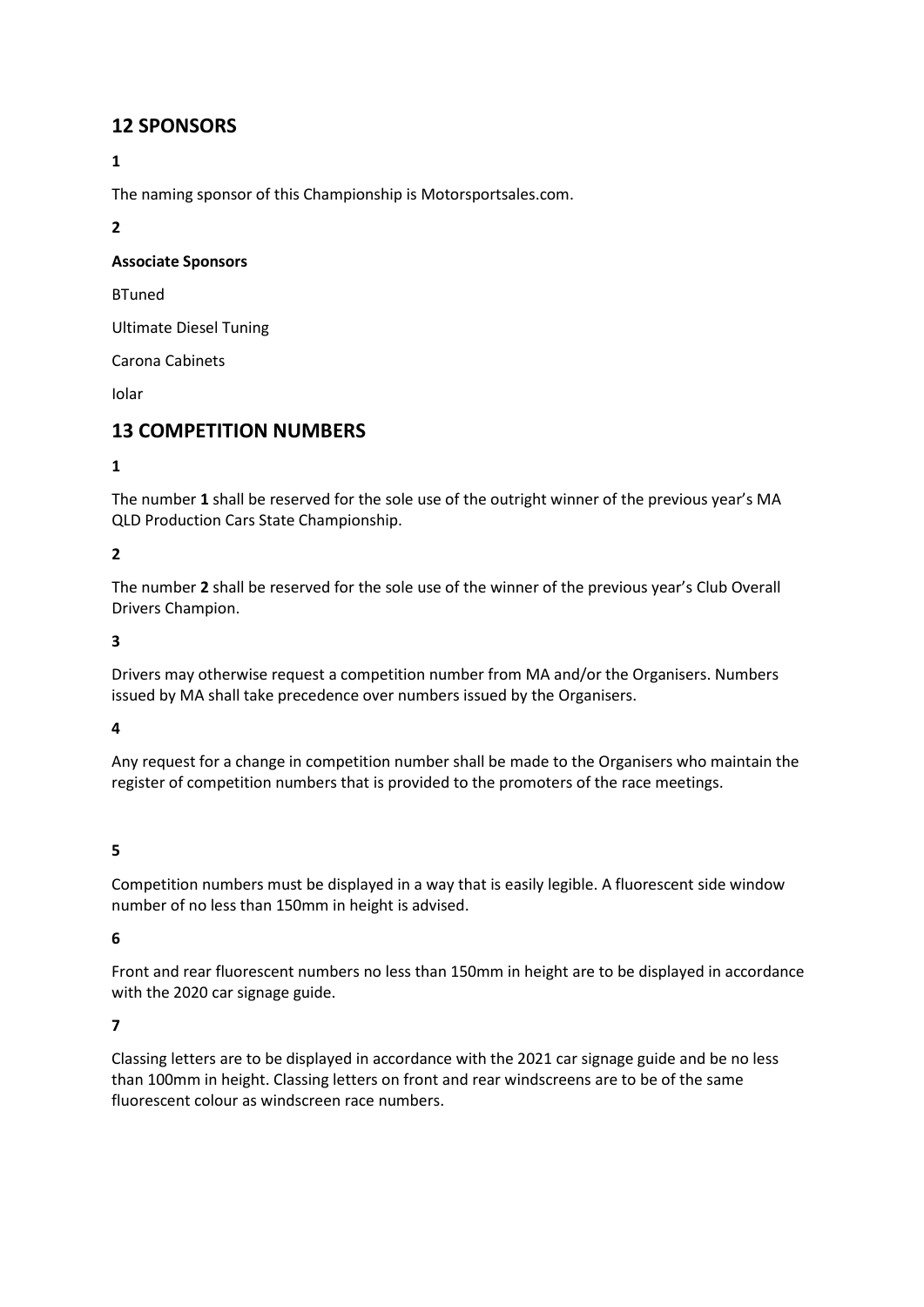## 12 SPONSORS

**1**

The naming sponsor of this Championship is Motorsportsales.com.

**2**

**Associate Sponsors**

BTuned

Ultimate Diesel Tuning

Carona Cabinets

Iolar

## 13 COMPETITION NUMBERS

**1**

The number **1** shall be reserved for the sole use of the outright winner of the previous year's MA QLD Production Cars State Championship.

**2**

The number **2** shall be reserved for the sole use of the winner of the previous year's Club Overall Drivers Champion.

**3**

Drivers may otherwise request a competition number from MA and/or the Organisers. Numbers issued by MA shall take precedence over numbers issued by the Organisers.

**4**

Any request for a change in competition number shall be made to the Organisers who maintain the register of competition numbers that is provided to the promoters of the race meetings.

**5**

Competition numbers must be displayed in a way that is easily legible. A fluorescent side window number of no less than 150mm in height is advised.

**6**

Front and rear fluorescent numbers no less than 150mm in height are to be displayed in accordance with the 2020 car signage guide.

**7**

Classing letters are to be displayed in accordance with the 2021 car signage guide and be no less than 100mm in height. Classing letters on front and rear windscreens are to be of the same fluorescent colour as windscreen race numbers.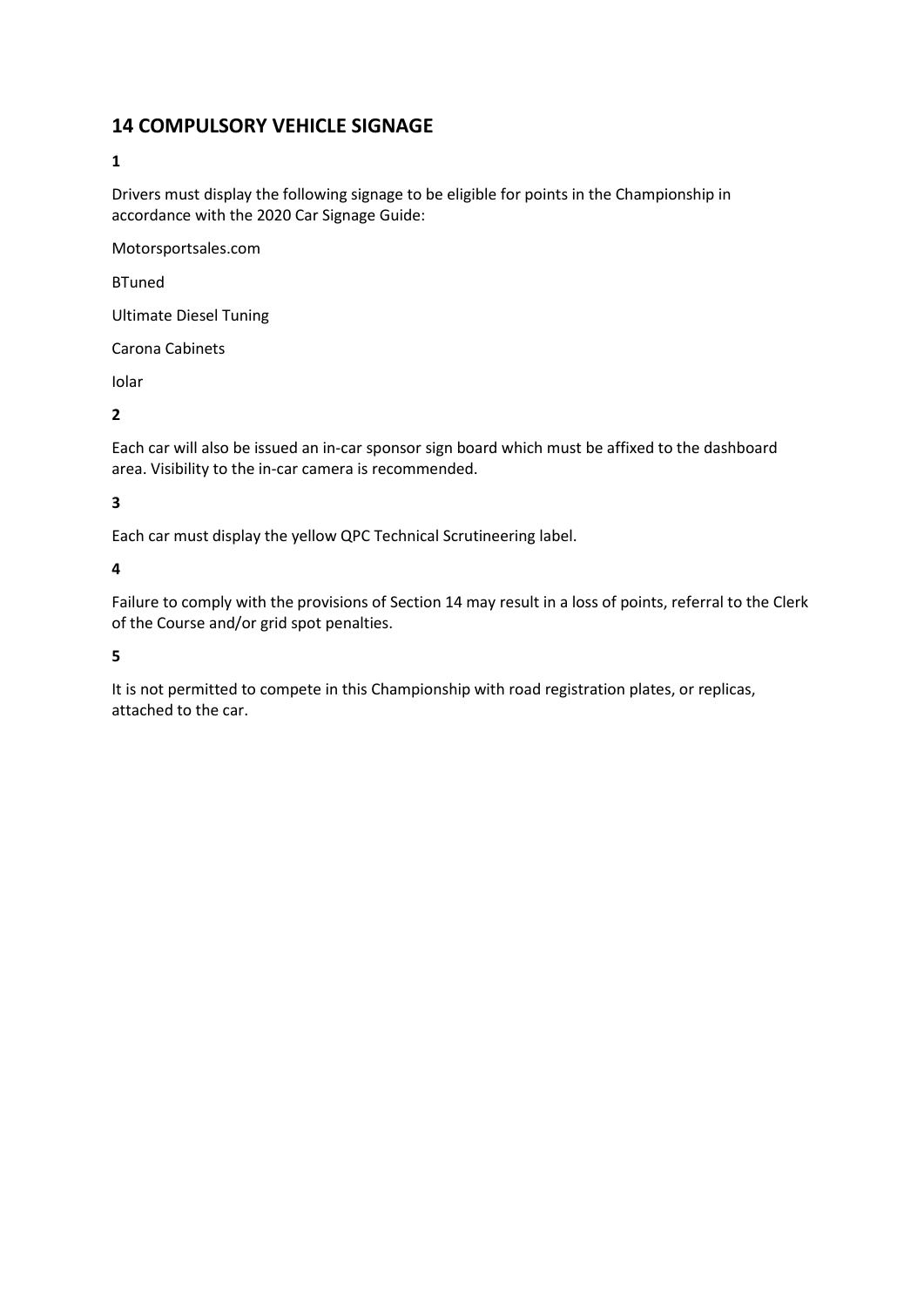## 14 COMPULSORY VEHICLE SIGNAGE

**1**

Drivers must display the following signage to be eligible for points in the Championship in accordance with the 2020 Car Signage Guide:

Motorsportsales.com

BTuned

Ultimate Diesel Tuning

Carona Cabinets

Iolar

**2**

Each car will also be issued an in-car sponsor sign board which must be affixed to the dashboard area. Visibility to the in-car camera is recommended.

**3**

Each car must display the yellow QPC Technical Scrutineering label.

**4**

Failure to comply with the provisions of Section 14 may result in a loss of points, referral to the Clerk of the Course and/or grid spot penalties.

**5**

It is not permitted to compete in this Championship with road registration plates, or replicas, attached to the car.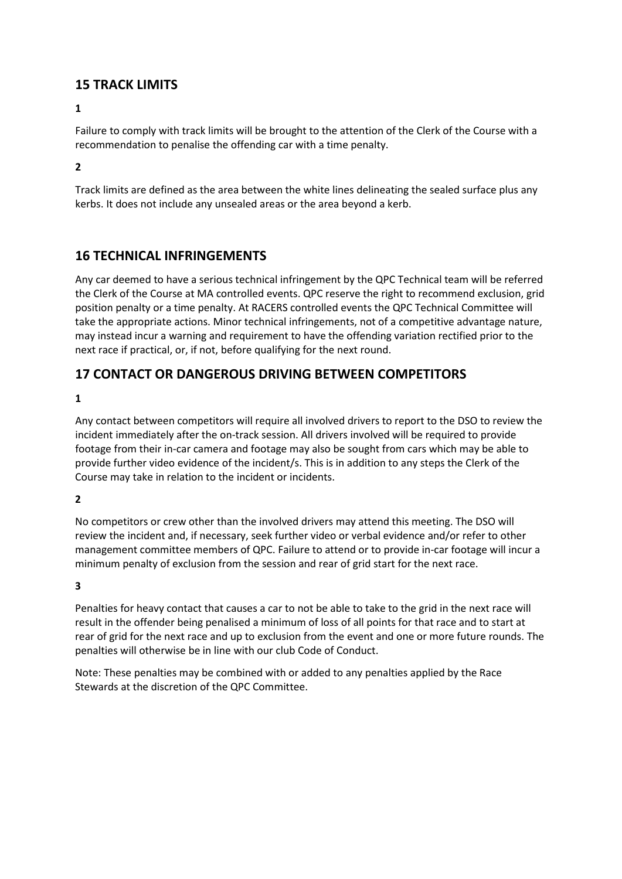## 15 TRACK LIMITS

**1**

Failure to comply with track limits will be brought to the attention of the Clerk of the Course with a recommendation to penalise the offending car with a time penalty.

**2**

Track limits are defined as the area between the white lines delineating the sealed surface plus any kerbs. It does not include any unsealed areas or the area beyond a kerb.

## 16 TECHNICAL INFRINGEMENTS

Any car deemed to have a serious technical infringement by the QPC Technical team will be referred the Clerk of the Course at MA controlled events. QPC reserve the right to recommend exclusion, grid position penalty or a time penalty. At RACERS controlled events the QPC Technical Committee will take the appropriate actions. Minor technical infringements, not of a competitive advantage nature, may instead incur a warning and requirement to have the offending variation rectified prior to the next race if practical, or, if not, before qualifying for the next round.

## 17 CONTACT OR DANGEROUS DRIVING BETWEEN COMPETITORS

**1**

Any contact between competitors will require all involved drivers to report to the DSO to review the incident immediately after the on-track session. All drivers involved will be required to provide footage from their in-car camera and footage may also be sought from cars which may be able to provide further video evidence of the incident/s. This is in addition to any steps the Clerk of the Course may take in relation to the incident or incidents.

**2**

No competitors or crew other than the involved drivers may attend this meeting. The DSO will review the incident and, if necessary, seek further video or verbal evidence and/or refer to other management committee members of QPC. Failure to attend or to provide in-car footage will incur a minimum penalty of exclusion from the session and rear of grid start for the next race.

**3**

Penalties for heavy contact that causes a car to not be able to take to the grid in the next race will result in the offender being penalised a minimum of loss of all points for that race and to start at rear of grid for the next race and up to exclusion from the event and one or more future rounds. The penalties will otherwise be in line with our club Code of Conduct.

Note: These penalties may be combined with or added to any penalties applied by the Race Stewards at the discretion of the QPC Committee.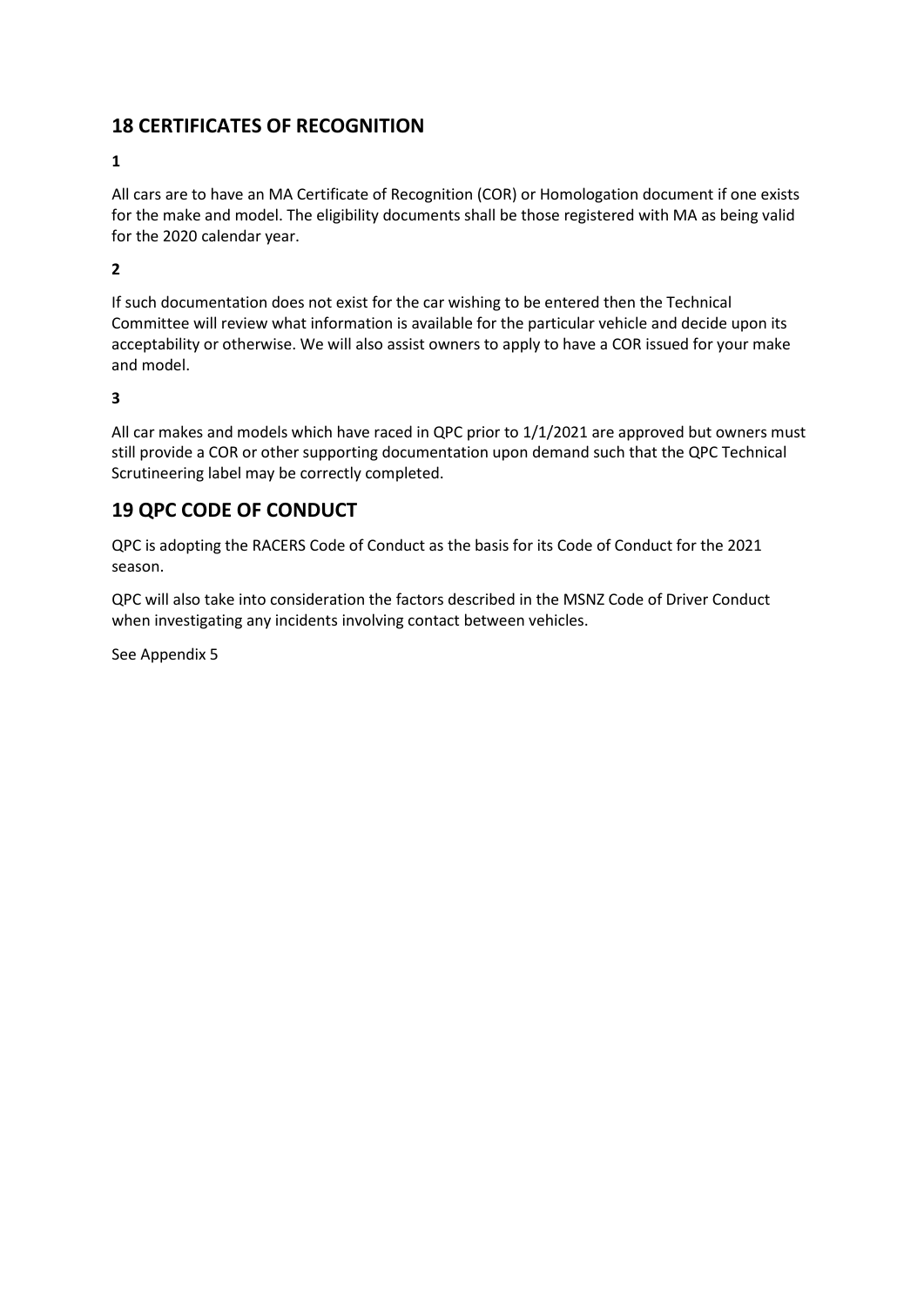## 18 CERTIFICATES OF RECOGNITION

**1**

All cars are to have an MA Certificate of Recognition (COR) or Homologation document if one exists for the make and model. The eligibility documents shall be those registered with MA as being valid for the 2020 calendar year.

**2**

If such documentation does not exist for the car wishing to be entered then the Technical Committee will review what information is available for the particular vehicle and decide upon its acceptability or otherwise. We will also assist owners to apply to have a COR issued for your make and model.

**3**

All car makes and models which have raced in QPC prior to 1/1/2021 are approved but owners must still provide a COR or other supporting documentation upon demand such that the QPC Technical Scrutineering label may be correctly completed.

## 19 QPC CODE OF CONDUCT

QPC is adopting the RACERS Code of Conduct as the basis for its Code of Conduct for the 2021 season.

QPC will also take into consideration the factors described in the MSNZ Code of Driver Conduct when investigating any incidents involving contact between vehicles.

See Appendix 5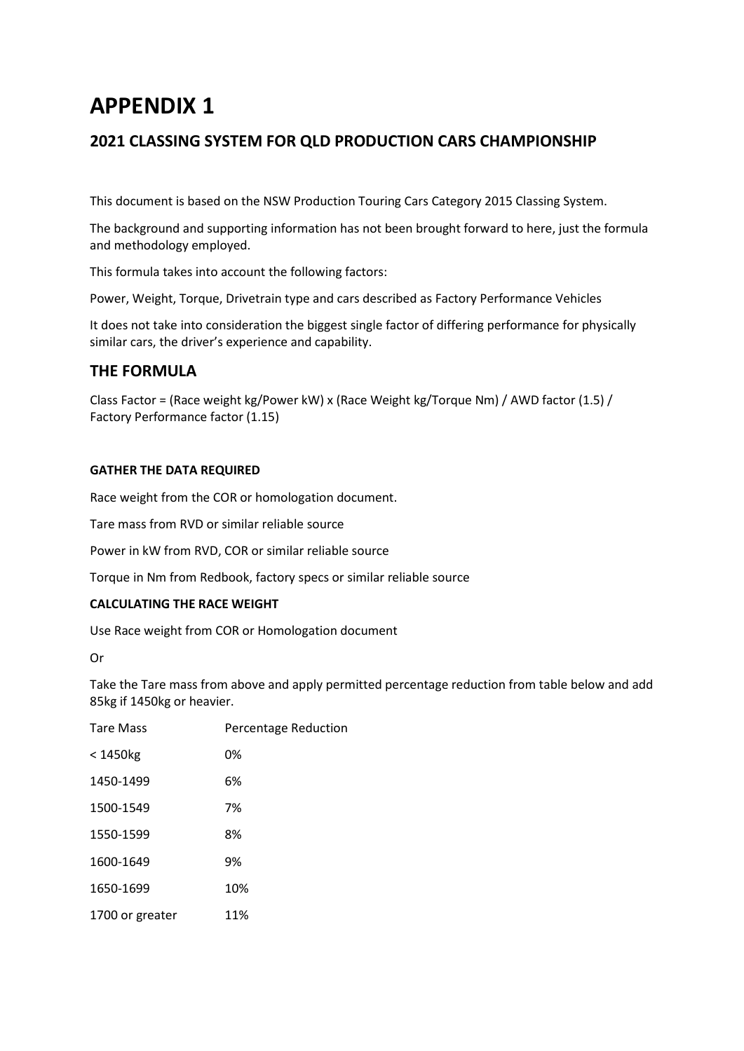# APPENDIX 1

## 2021 CLASSING SYSTEM FOR QLD PRODUCTION CARS CHAMPIONSHIP

This document is based on the NSW Production Touring Cars Category 2015 Classing System.

The background and supporting information has not been brought forward to here, just the formula and methodology employed.

This formula takes into account the following factors:

Power, Weight, Torque, Drivetrain type and cars described as Factory Performance Vehicles

It does not take into consideration the biggest single factor of differing performance for physically similar cars, the driver's experience and capability.

## THE FORMULA

Class Factor = (Race weight kg/Power kW) x (Race Weight kg/Torque Nm) / AWD factor (1.5) / Factory Performance factor (1.15)

**GATHER THE DATA REQUIRED**

Race weight from the COR or homologation document.

Tare mass from RVD or similar reliable source

Power in kW from RVD, COR or similar reliable source

Torque in Nm from Redbook, factory specs or similar reliable source

**CALCULATING THE RACE WEIGHT**

Use Race weight from COR or Homologation document

Or

Take the Tare mass from above and apply permitted percentage reduction from table below and add 85kg if 1450kg or heavier.

| Tare Mass | Percentage Reduction |
|---|---|
| < 1450kg | 0% |
| 1450-1499 | 6% |
| 1500-1549 | 7% |
| 1550-1599 | 8% |
| 1600-1649 | 9% |
| 1650-1699 | 10% |
| 1700 or greater | 11% |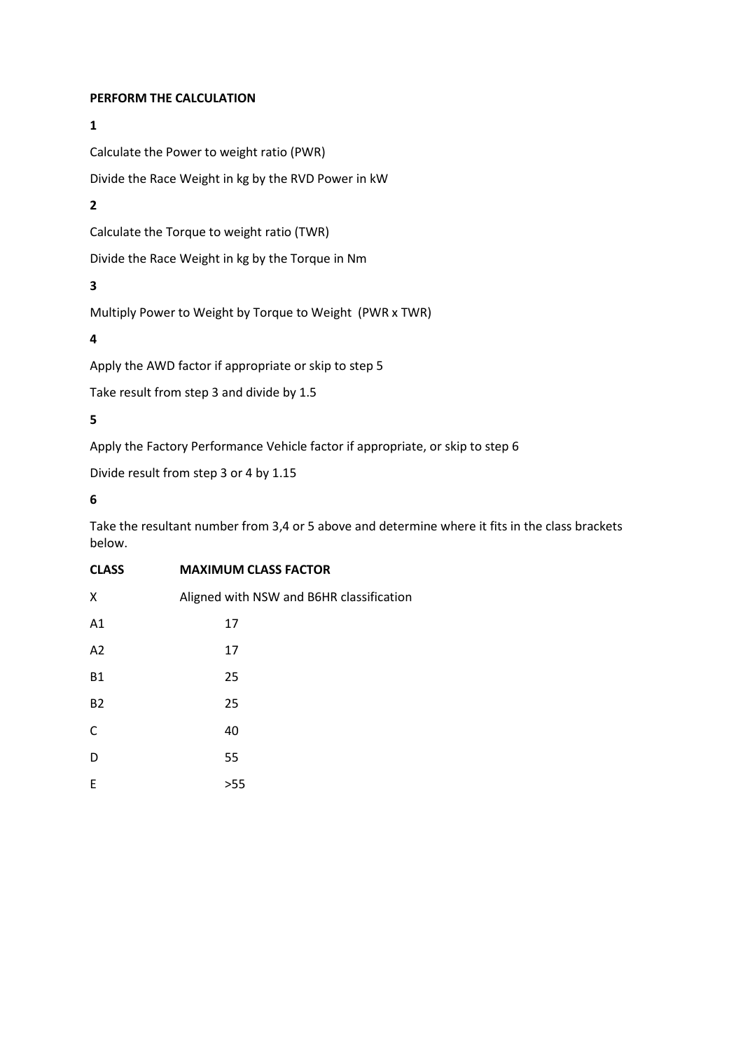**PERFORM THE CALCULATION**

**1**

Calculate the Power to weight ratio (PWR)

Divide the Race Weight in kg by the RVD Power in kW

**2**

Calculate the Torque to weight ratio (TWR)

Divide the Race Weight in kg by the Torque in Nm

**3**

Multiply Power to Weight by Torque to Weight (PWR x TWR)

**4**

Apply the AWD factor if appropriate or skip to step 5

Take result from step 3 and divide by 1.5

**5**

Apply the Factory Performance Vehicle factor if appropriate, or skip to step 6

Divide result from step 3 or 4 by 1.15

**6**

Take the resultant number from 3,4 or 5 above and determine where it fits in the class brackets below.

| CLASS | MAXIMUM CLASS FACTOR |
|---|---|
| X | Aligned with NSW and B6HR classification |
| A1 | 17 |
| A2 | 17 |
| B1 | 25 |
| B2 | 25 |
| C | 40 |
| D | 55 |
| E | >55 |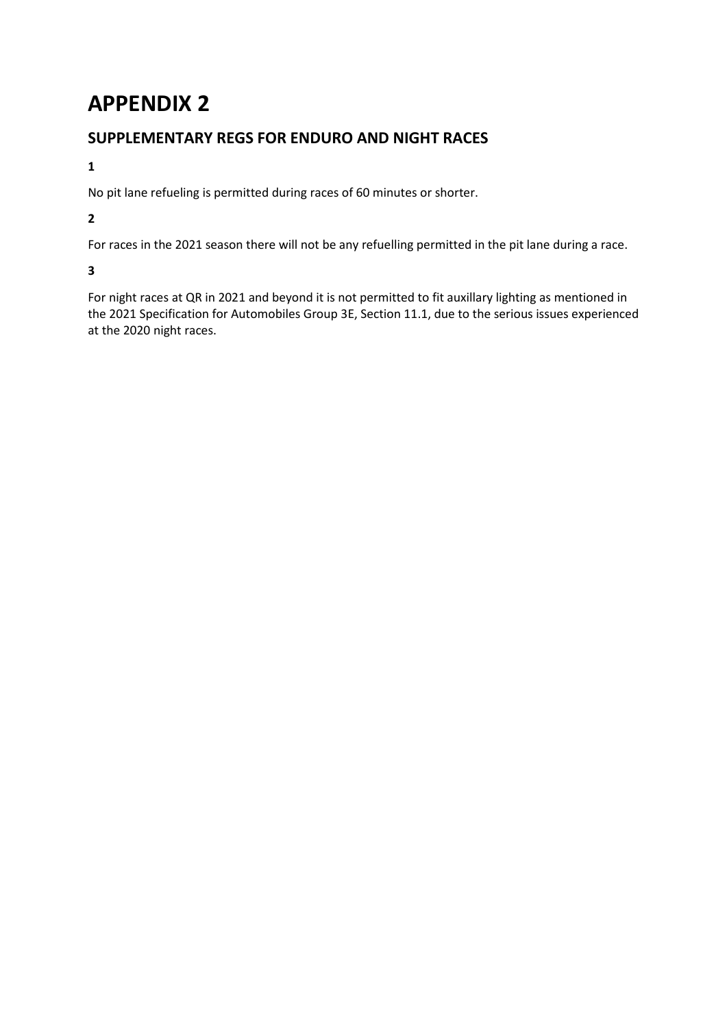# APPENDIX 2

## SUPPLEMENTARY REGS FOR ENDURO AND NIGHT RACES

**1**

No pit lane refueling is permitted during races of 60 minutes or shorter.

**2**

For races in the 2021 season there will not be any refuelling permitted in the pit lane during a race.

**3**

For night races at QR in 2021 and beyond it is not permitted to fit auxillary lighting as mentioned in the 2021 Specification for Automobiles Group 3E, Section 11.1, due to the serious issues experienced at the 2020 night races.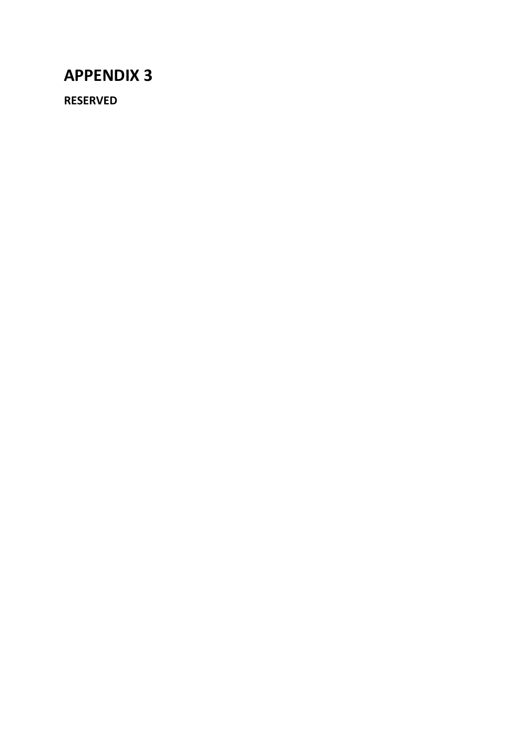# APPENDIX 3

**RESERVED**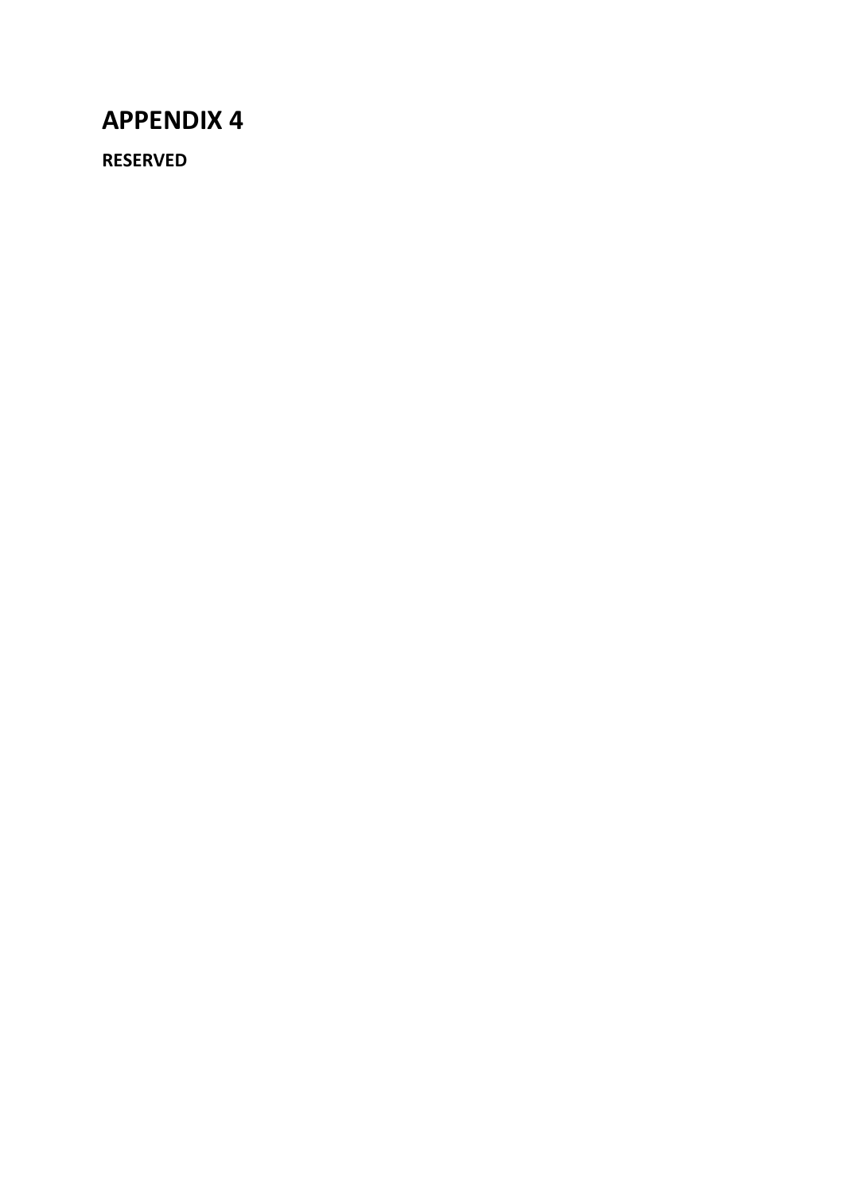# APPENDIX 4

**RESERVED**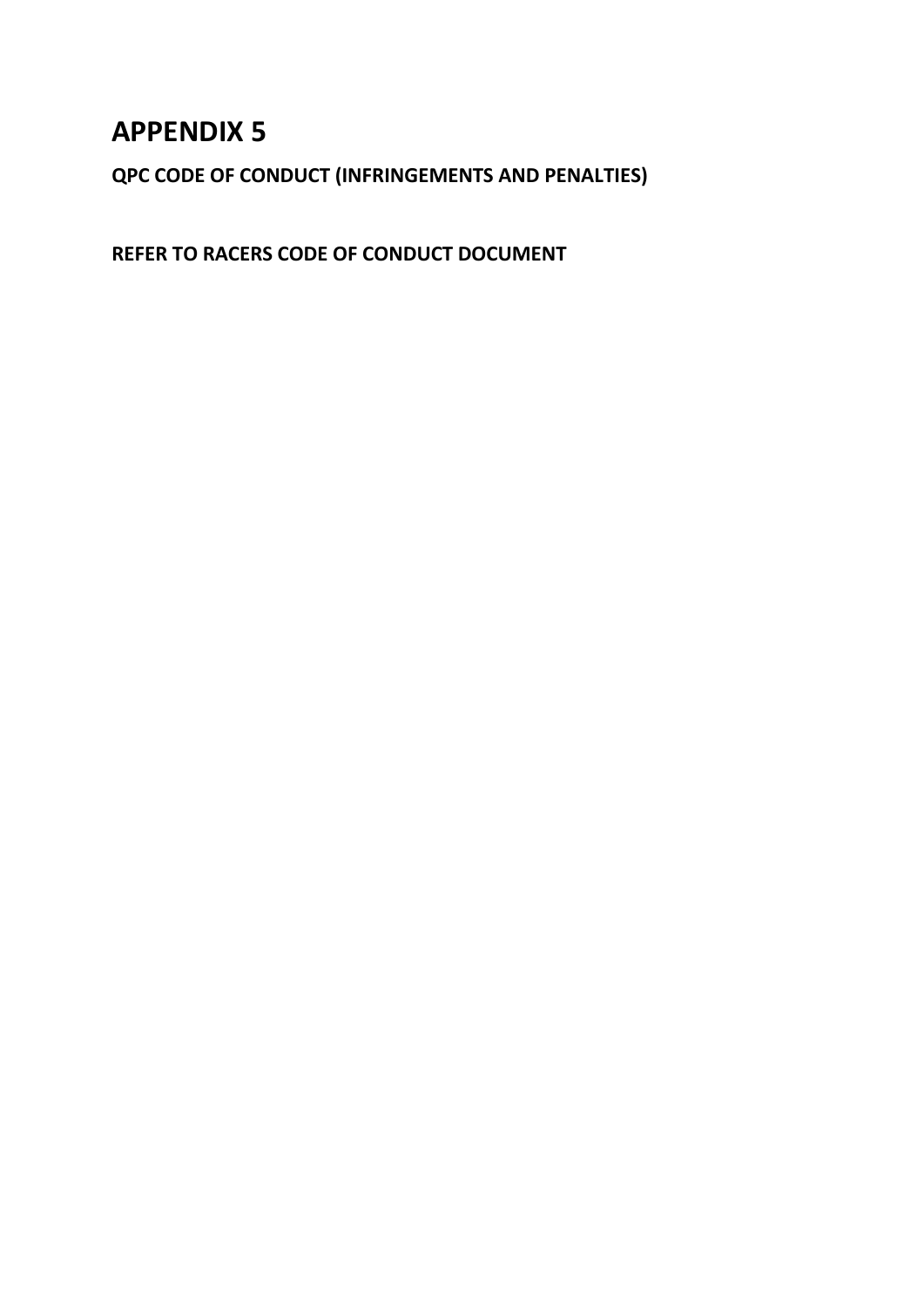# APPENDIX 5

**QPC CODE OF CONDUCT (INFRINGEMENTS AND PENALTIES)**

**REFER TO RACERS CODE OF CONDUCT DOCUMENT**